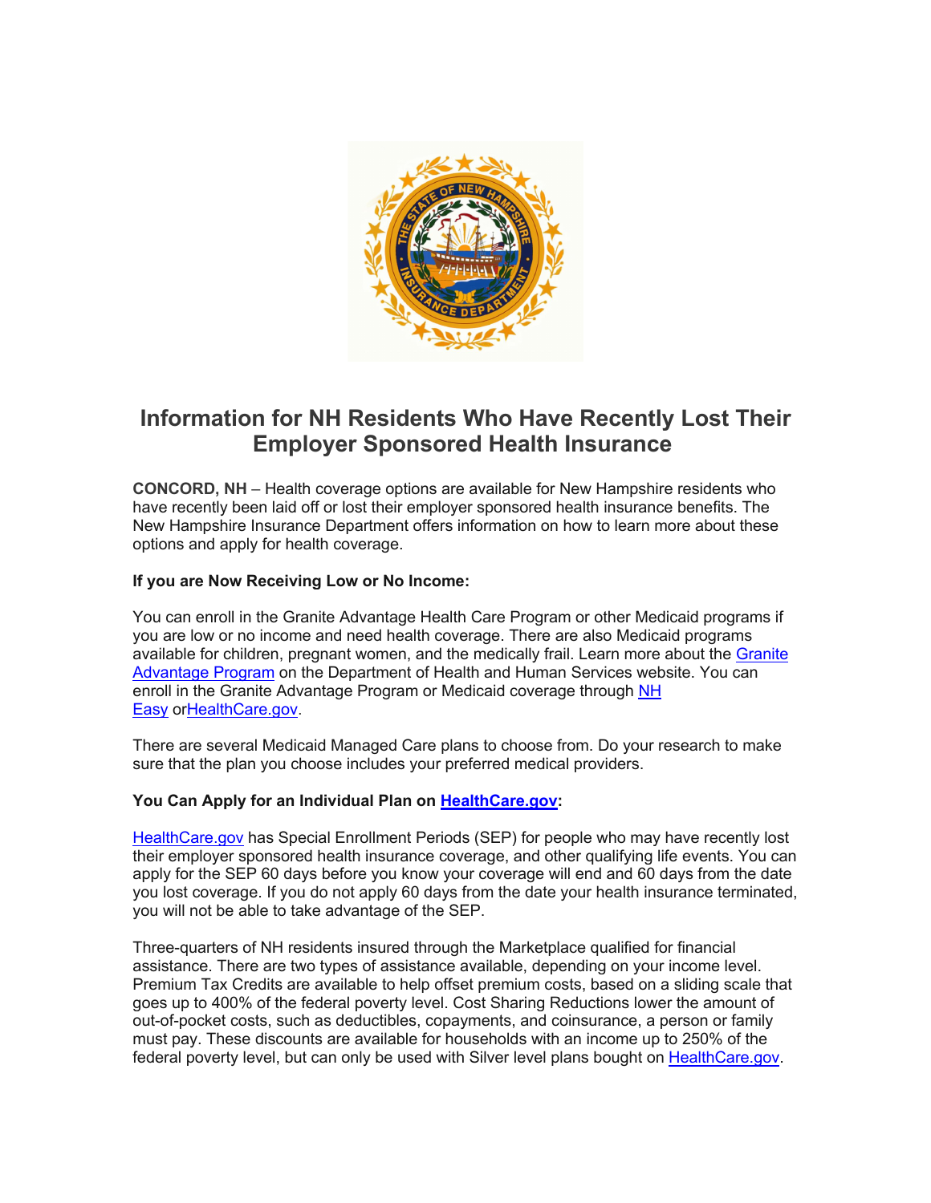# Information for NH Residents Who Have Recently Lost Their Employer Sponsored Health Insurance

**CONCORD, NH** – Health coverage options are available for New Hampshire residents who have recently been laid off or lost their employer sponsored health insurance benefits. The New Hampshire Insurance Department offers information on how to learn more about these options and apply for health coverage.

**If you are Now Receiving Low or No Income:**

You can enroll in the Granite Advantage Health Care Program or other Medicaid programs if you are low or no income and need health coverage. There are also Medicaid programs available for children, pregnant women, and the medically frail. Learn more about the Granite Advantage Program on the Department of Health and Human Services website. You can enroll in the Granite Advantage Program or Medicaid coverage through NH Easy orHealthCare.gov.

There are several Medicaid Managed Care plans to choose from. Do your research to make sure that the plan you choose includes your preferred medical providers.

**You Can Apply for an Individual Plan on HealthCare.gov:**

HealthCare.gov has Special Enrollment Periods (SEP) for people who may have recently lost their employer sponsored health insurance coverage, and other qualifying life events. You can apply for the SEP 60 days before you know your coverage will end and 60 days from the date you lost coverage. If you do not apply 60 days from the date your health insurance terminated, you will not be able to take advantage of the SEP.

Three-quarters of NH residents insured through the Marketplace qualified for financial assistance. There are two types of assistance available, depending on your income level. Premium Tax Credits are available to help offset premium costs, based on a sliding scale that goes up to 400% of the federal poverty level. Cost Sharing Reductions lower the amount of out-of-pocket costs, such as deductibles, copayments, and coinsurance, a person or family must pay. These discounts are available for households with an income up to 250% of the federal poverty level, but can only be used with Silver level plans bought on HealthCare.gov.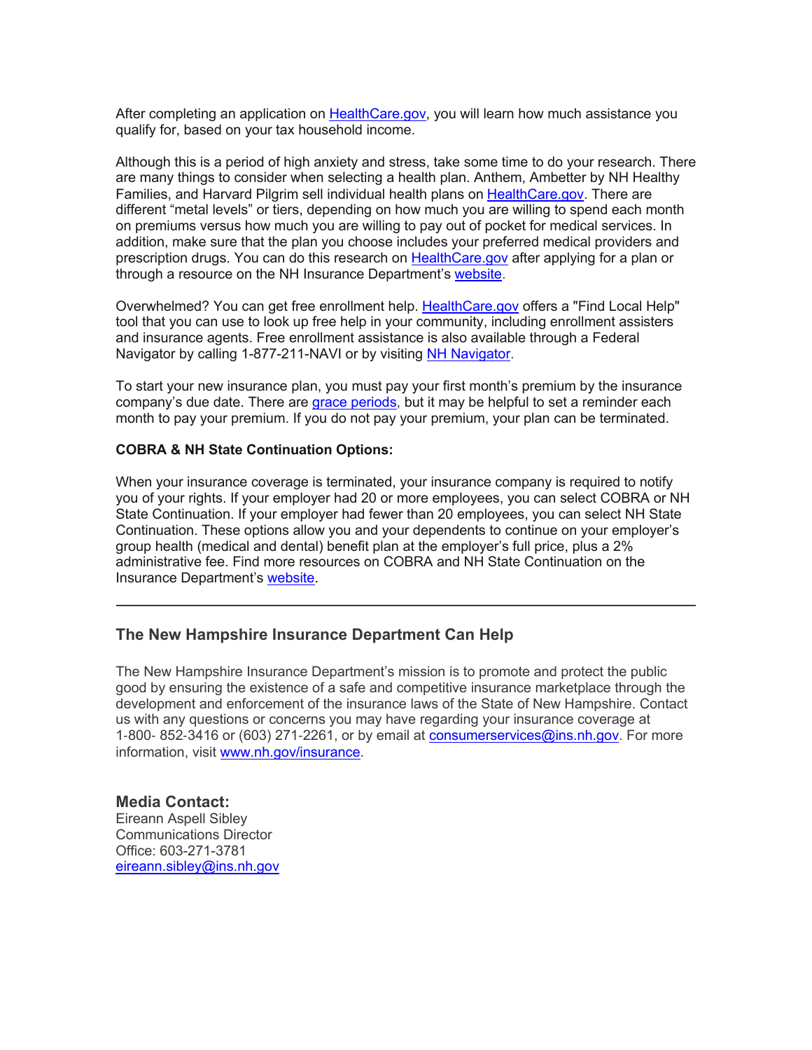After completing an application on HealthCare.gov, you will learn how much assistance you qualify for, based on your tax household income.

Although this is a period of high anxiety and stress, take some time to do your research. There are many things to consider when selecting a health plan. Anthem, Ambetter by NH Healthy Families, and Harvard Pilgrim sell individual health plans on HealthCare.gov. There are different "metal levels" or tiers, depending on how much you are willing to spend each month on premiums versus how much you are willing to pay out of pocket for medical services. In addition, make sure that the plan you choose includes your preferred medical providers and prescription drugs. You can do this research on HealthCare.gov after applying for a plan or through a resource on the NH Insurance Department's website.

Overwhelmed? You can get free enrollment help. HealthCare.gov offers a "Find Local Help" tool that you can use to look up free help in your community, including enrollment assisters and insurance agents. Free enrollment assistance is also available through a Federal Navigator by calling 1-877-211-NAVI or by visiting NH Navigator.

To start your new insurance plan, you must pay your first month's premium by the insurance company's due date. There are grace periods, but it may be helpful to set a reminder each month to pay your premium. If you do not pay your premium, your plan can be terminated.

**COBRA & NH State Continuation Options:**

When your insurance coverage is terminated, your insurance company is required to notify you of your rights. If your employer had 20 or more employees, you can select COBRA or NH State Continuation. If your employer had fewer than 20 employees, you can select NH State Continuation. These options allow you and your dependents to continue on your employer's group health (medical and dental) benefit plan at the employer's full price, plus a 2% administrative fee. Find more resources on COBRA and NH State Continuation on the Insurance Department's website.

---

## The New Hampshire Insurance Department Can Help

The New Hampshire Insurance Department's mission is to promote and protect the public good by ensuring the existence of a safe and competitive insurance marketplace through the development and enforcement of the insurance laws of the State of New Hampshire. Contact us with any questions or concerns you may have regarding your insurance coverage at 1-800- 852-3416 or (603) 271-2261, or by email at consumerservices@ins.nh.gov. For more information, visit www.nh.gov/insurance.

### Media Contact:

Eireann Aspell Sibley
Communications Director
Office: 603-271-3781
eireann.sibley@ins.nh.gov